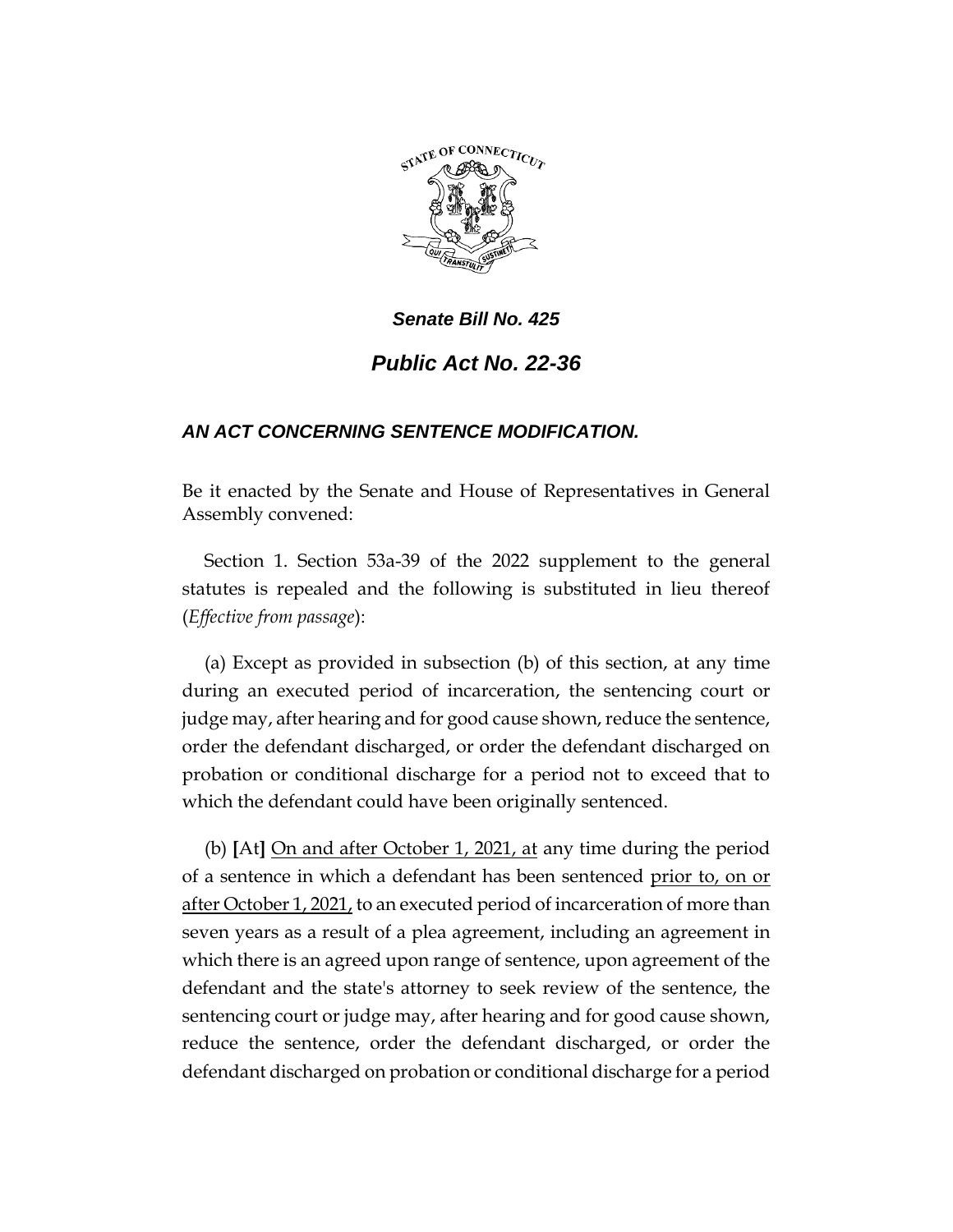*Senate Bill No. 425*

# *Public Act No. 22-36*

## *AN ACT CONCERNING SENTENCE MODIFICATION.*

Be it enacted by the Senate and House of Representatives in General Assembly convened:

Section 1. Section 53a-39 of the 2022 supplement to the general statutes is repealed and the following is substituted in lieu thereof (*Effective from passage*):

(a) Except as provided in subsection (b) of this section, at any time during an executed period of incarceration, the sentencing court or judge may, after hearing and for good cause shown, reduce the sentence, order the defendant discharged, or order the defendant discharged on probation or conditional discharge for a period not to exceed that to which the defendant could have been originally sentenced.

(b) [At] <u>On and after October 1, 2021, at</u> any time during the period of a sentence in which a defendant has been sentenced <u>prior to, on or after October 1, 2021,</u> to an executed period of incarceration of more than seven years as a result of a plea agreement, including an agreement in which there is an agreed upon range of sentence, upon agreement of the defendant and the state's attorney to seek review of the sentence, the sentencing court or judge may, after hearing and for good cause shown, reduce the sentence, order the defendant discharged, or order the defendant discharged on probation or conditional discharge for a period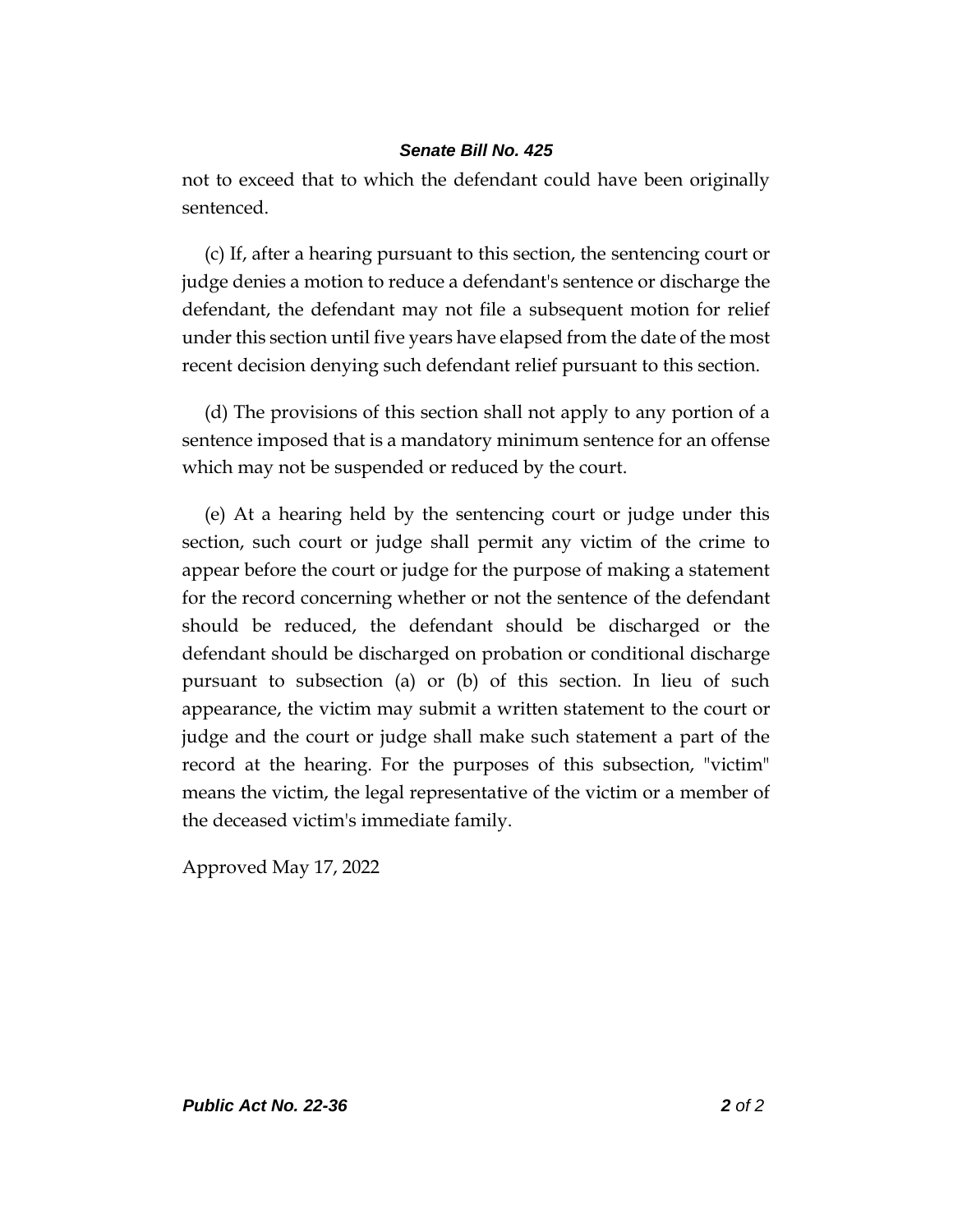not to exceed that to which the defendant could have been originally sentenced.

(c) If, after a hearing pursuant to this section, the sentencing court or judge denies a motion to reduce a defendant's sentence or discharge the defendant, the defendant may not file a subsequent motion for relief under this section until five years have elapsed from the date of the most recent decision denying such defendant relief pursuant to this section.

(d) The provisions of this section shall not apply to any portion of a sentence imposed that is a mandatory minimum sentence for an offense which may not be suspended or reduced by the court.

(e) At a hearing held by the sentencing court or judge under this section, such court or judge shall permit any victim of the crime to appear before the court or judge for the purpose of making a statement for the record concerning whether or not the sentence of the defendant should be reduced, the defendant should be discharged or the defendant should be discharged on probation or conditional discharge pursuant to subsection (a) or (b) of this section. In lieu of such appearance, the victim may submit a written statement to the court or judge and the court or judge shall make such statement a part of the record at the hearing. For the purposes of this subsection, "victim" means the victim, the legal representative of the victim or a member of the deceased victim's immediate family.

Approved May 17, 2022